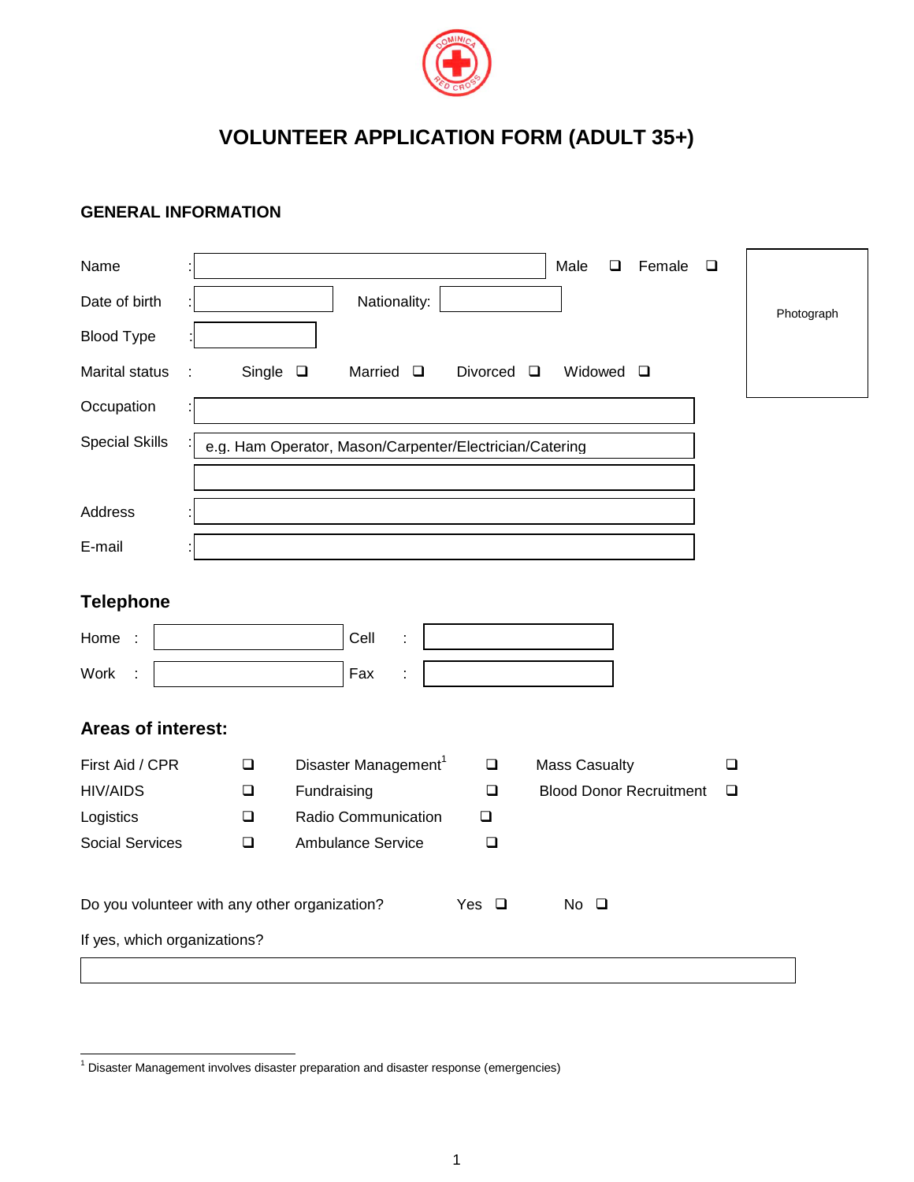# VOLUNTEER APPLICATION FORM (ADULT 35+)

## GENERAL INFORMATION

Name : ______________________ Male ☐ Female ☐

Photograph

Date of birth : ____________ Nationality: ____________

Blood Type : ____________

Marital status : Single ☐ Married ☐ Divorced ☐ Widowed ☐

Occupation : ______________________

Special Skills : e.g. Ham Operator, Mason/Carpenter/Electrician/Catering

______________________

Address : ______________________

E-mail : ______________________

## Telephone

| | | | |
|---|---|---|---|
| Home : | | Cell : | |
| Work : | | Fax : | |

## Areas of interest:

| | | | | | |
|---|---|---|---|---|---|
| First Aid / CPR | ☐ | Disaster Management[1] | ☐ | Mass Casualty | ☐ |
| HIV/AIDS | ☐ | Fundraising | ☐ | Blood Donor Recruitment | ☐ |
| Logistics | ☐ | Radio Communication | ☐ | | |
| Social Services | ☐ | Ambulance Service | ☐ | | |

Do you volunteer with any other organization? Yes ☐ No ☐

If yes, which organizations?

______________________

[1] Disaster Management involves disaster preparation and disaster response (emergencies)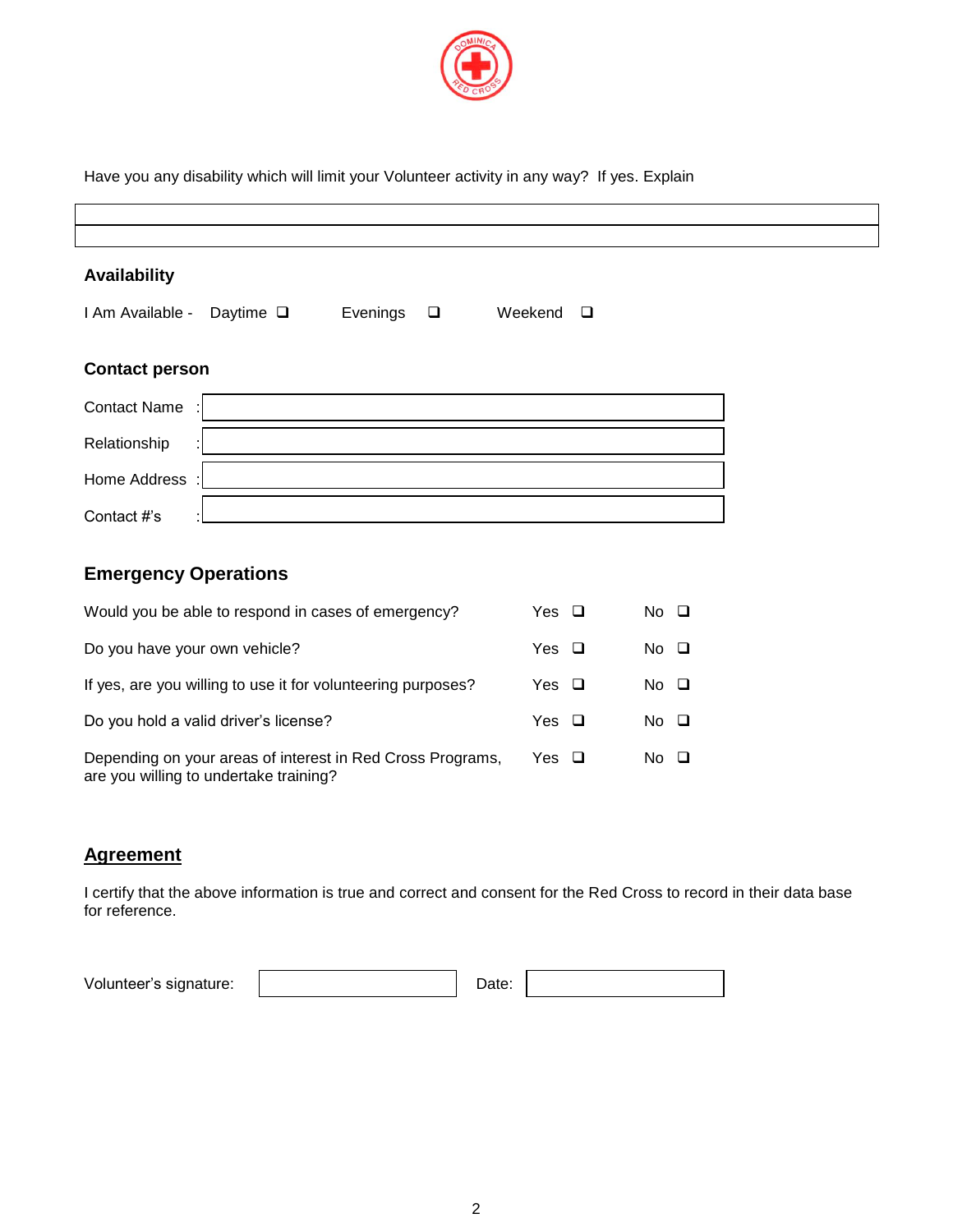Have you any disability which will limit your Volunteer activity in any way?  If yes. Explain

| |
|---|
| |
| |

## Availability

I Am Available - Daytime ❑ Evenings ❑ Weekend ❑

## Contact person

Contact Name :

Relationship :

Home Address :

Contact #'s :

## Emergency Operations

| | | |
|---|---|---|
| Would you be able to respond in cases of emergency? | Yes ❑ | No ❑ |
| Do you have your own vehicle? | Yes ❑ | No ❑ |
| If yes, are you willing to use it for volunteering purposes? | Yes ❑ | No ❑ |
| Do you hold a valid driver's license? | Yes ❑ | No ❑ |
| Depending on your areas of interest in Red Cross Programs, are you willing to undertake training? | Yes ❑ | No ❑ |

## Agreement

I certify that the above information is true and correct and consent for the Red Cross to record in their data base for reference.

Volunteer's signature: Date: